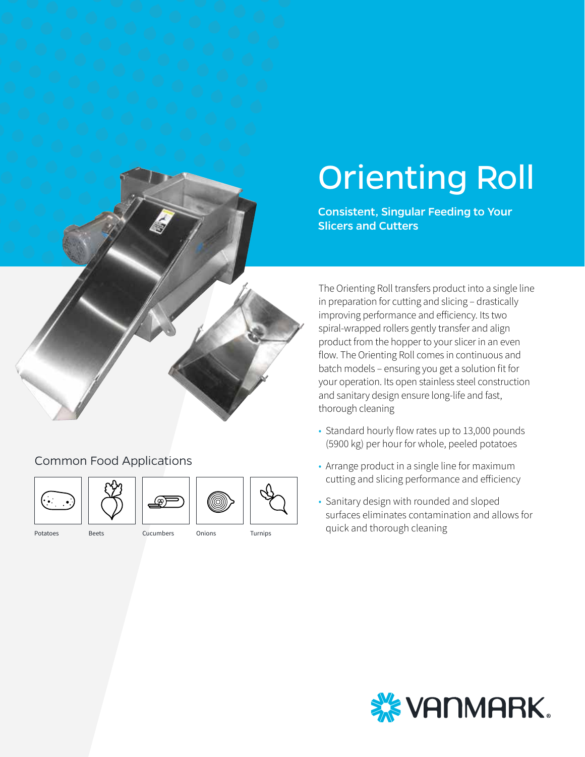# Orienting Roll

**Consistent, Singular Feeding to Your Slicers and Cutters**

The Orienting Roll transfers product into a single line in preparation for cutting and slicing – drastically improving performance and efficiency. Its two spiral-wrapped rollers gently transfer and align product from the hopper to your slicer in an even flow. The Orienting Roll comes in continuous and batch models – ensuring you get a solution fit for your operation. Its open stainless steel construction and sanitary design ensure long-life and fast, thorough cleaning

- Standard hourly flow rates up to 13,000 pounds (5900 kg) per hour for whole, peeled potatoes
- Arrange product in a single line for maximum cutting and slicing performance and efficiency
- Sanitary design with rounded and sloped surfaces eliminates contamination and allows for quick and thorough cleaning

## Common Food Applications

Potatoes

Beets

Cucumbers

Onions

Turnips

VANMARK®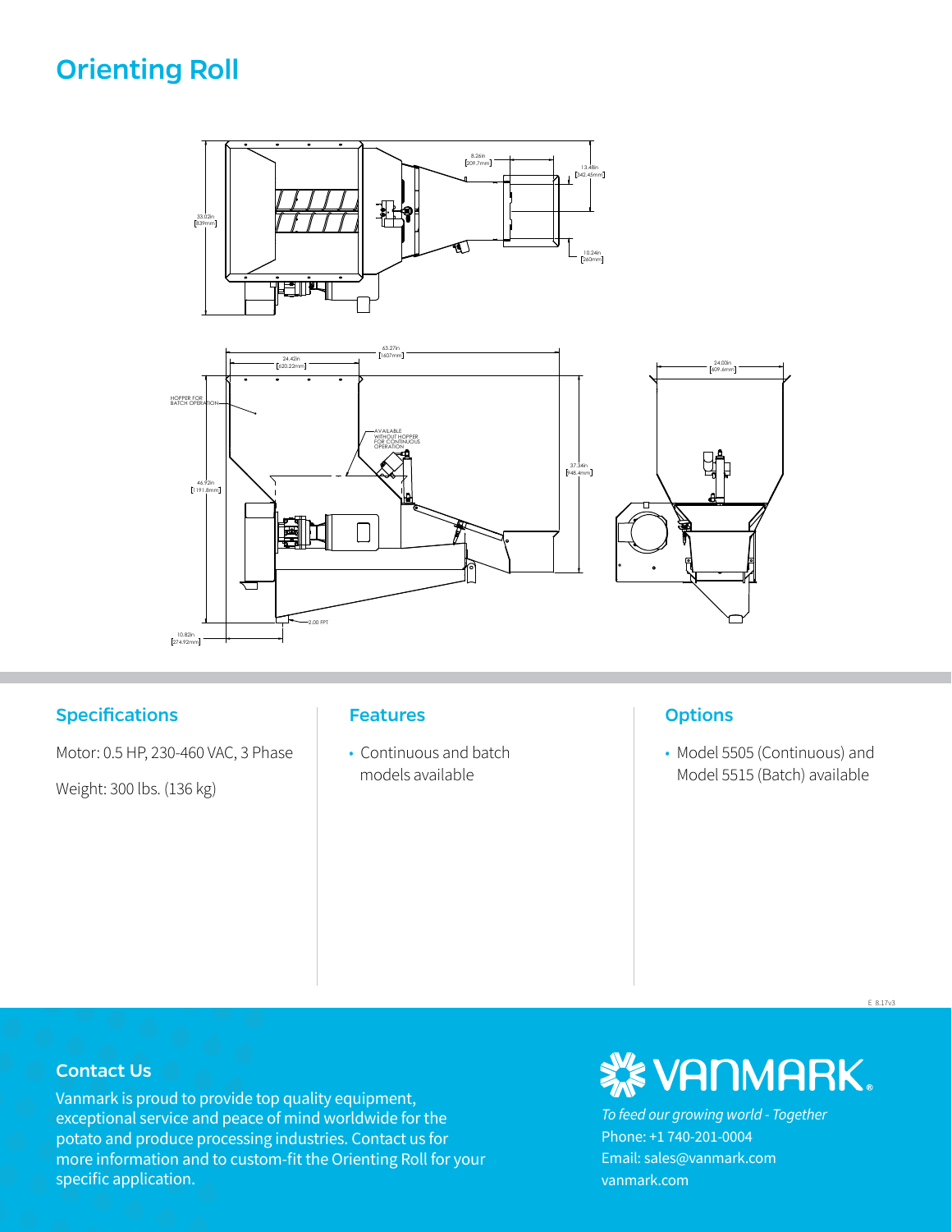# Orienting Roll

8.26in
[209.7mm]

13.48in
[342.45mm]

33.02in
[839mm]

10.24in
[260mm]

63.27in
[1607mm]

24.42in
[620.22mm]

24.00in
[609.6mm]

HOPPER FOR BATCH OPERATION

AVAILABLE WITHOUT HOPPER FOR CONTINUOUS OPERATION

37.34in
[948.4mm]

46.92in
[1191.8mm]

2.00 FPT

10.82in
[274.92mm]

## Specifications

Motor: 0.5 HP, 230-460 VAC, 3 Phase

Weight: 300 lbs. (136 kg)

## Features

- Continuous and batch models available

## Options

- Model 5505 (Continuous) and Model 5515 (Batch) available

E. 8.17v3

## Contact Us

Vanmark is proud to provide top quality equipment, exceptional service and peace of mind worldwide for the potato and produce processing industries. Contact us for more information and to custom-fit the Orienting Roll for your specific application.

VANMARK®

*To feed our growing world - Together*

Phone: +1 740-201-0004

Email: sales@vanmark.com

vanmark.com